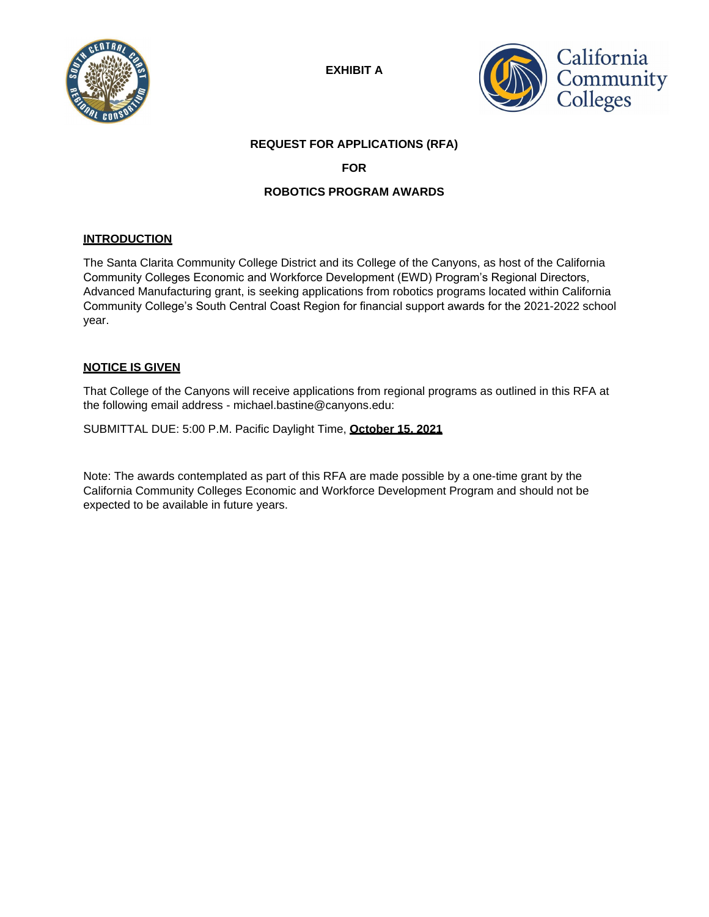**EXHIBIT A**

**REQUEST FOR APPLICATIONS (RFA)**

**FOR**

**ROBOTICS PROGRAM AWARDS**

## INTRODUCTION

The Santa Clarita Community College District and its College of the Canyons, as host of the California Community Colleges Economic and Workforce Development (EWD) Program's Regional Directors, Advanced Manufacturing grant, is seeking applications from robotics programs located within California Community College's South Central Coast Region for financial support awards for the 2021-2022 school year.

## NOTICE IS GIVEN

That College of the Canyons will receive applications from regional programs as outlined in this RFA at the following email address - michael.bastine@canyons.edu:

SUBMITTAL DUE: 5:00 P.M. Pacific Daylight Time, **October 15, 2021**

Note: The awards contemplated as part of this RFA are made possible by a one-time grant by the California Community Colleges Economic and Workforce Development Program and should not be expected to be available in future years.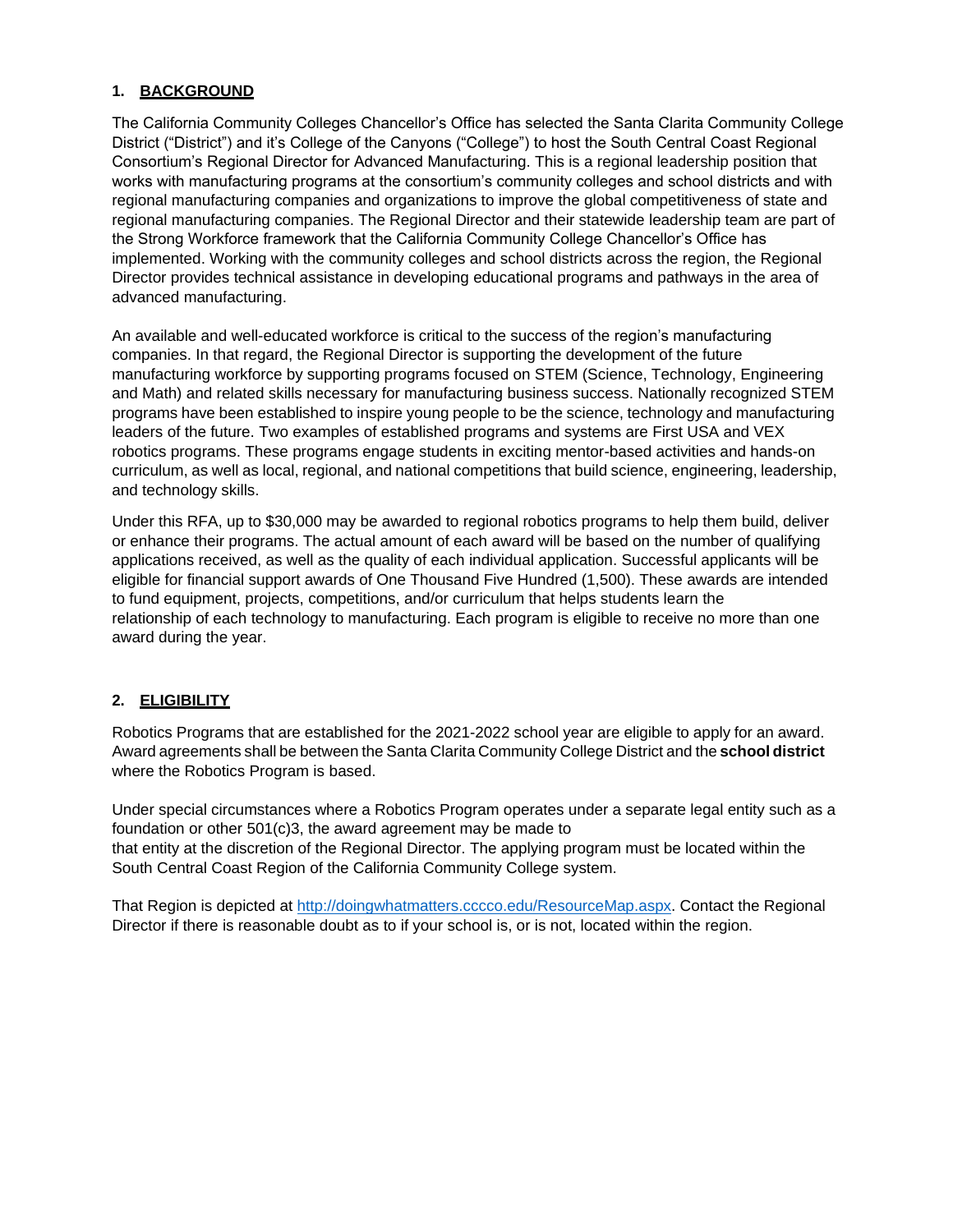## 1. BACKGROUND

The California Community Colleges Chancellor's Office has selected the Santa Clarita Community College District ("District") and it's College of the Canyons ("College") to host the South Central Coast Regional Consortium's Regional Director for Advanced Manufacturing. This is a regional leadership position that works with manufacturing programs at the consortium's community colleges and school districts and with regional manufacturing companies and organizations to improve the global competitiveness of state and regional manufacturing companies. The Regional Director and their statewide leadership team are part of the Strong Workforce framework that the California Community College Chancellor's Office has implemented. Working with the community colleges and school districts across the region, the Regional Director provides technical assistance in developing educational programs and pathways in the area of advanced manufacturing.

An available and well-educated workforce is critical to the success of the region's manufacturing companies. In that regard, the Regional Director is supporting the development of the future manufacturing workforce by supporting programs focused on STEM (Science, Technology, Engineering and Math) and related skills necessary for manufacturing business success. Nationally recognized STEM programs have been established to inspire young people to be the science, technology and manufacturing leaders of the future. Two examples of established programs and systems are First USA and VEX robotics programs. These programs engage students in exciting mentor-based activities and hands-on curriculum, as well as local, regional, and national competitions that build science, engineering, leadership, and technology skills.

Under this RFA, up to $30,000 may be awarded to regional robotics programs to help them build, deliver or enhance their programs. The actual amount of each award will be based on the number of qualifying applications received, as well as the quality of each individual application. Successful applicants will be eligible for financial support awards of One Thousand Five Hundred (1,500). These awards are intended to fund equipment, projects, competitions, and/or curriculum that helps students learn the relationship of each technology to manufacturing. Each program is eligible to receive no more than one award during the year.

## 2. ELIGIBILITY

Robotics Programs that are established for the 2021-2022 school year are eligible to apply for an award. Award agreements shall be between the Santa Clarita Community College District and the **school district** where the Robotics Program is based.

Under special circumstances where a Robotics Program operates under a separate legal entity such as a foundation or other 501(c)3, the award agreement may be made to that entity at the discretion of the Regional Director. The applying program must be located within the South Central Coast Region of the California Community College system.

That Region is depicted at [http://doingwhatmatters.cccco.edu/ResourceMap.aspx](http://doingwhatmatters.cccco.edu/ResourceMap.aspx). Contact the Regional Director if there is reasonable doubt as to if your school is, or is not, located within the region.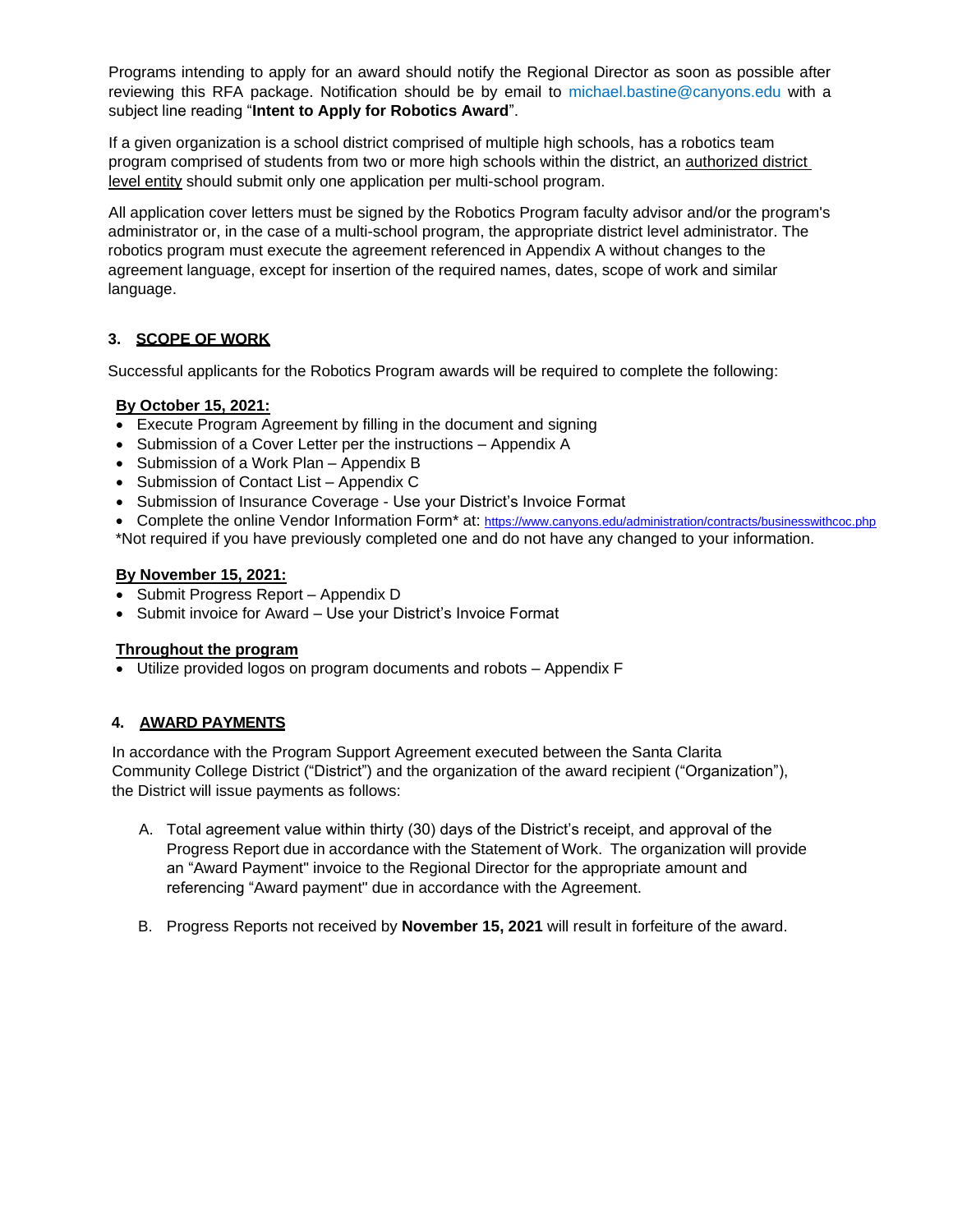Programs intending to apply for an award should notify the Regional Director as soon as possible after reviewing this RFA package. Notification should be by email to michael.bastine@canyons.edu with a subject line reading "**Intent to Apply for Robotics Award**".

If a given organization is a school district comprised of multiple high schools, has a robotics team program comprised of students from two or more high schools within the district, an authorized district level entity should submit only one application per multi-school program.

All application cover letters must be signed by the Robotics Program faculty advisor and/or the program's administrator or, in the case of a multi-school program, the appropriate district level administrator. The robotics program must execute the agreement referenced in Appendix A without changes to the agreement language, except for insertion of the required names, dates, scope of work and similar language.

## 3. SCOPE OF WORK

Successful applicants for the Robotics Program awards will be required to complete the following:

**By October 15, 2021:**

- Execute Program Agreement by filling in the document and signing
- Submission of a Cover Letter per the instructions – Appendix A
- Submission of a Work Plan – Appendix B
- Submission of Contact List – Appendix C
- Submission of Insurance Coverage - Use your District's Invoice Format
- Complete the online Vendor Information Form* at: https://www.canyons.edu/administration/contracts/businesswithcoc.php

*Not required if you have previously completed one and do not have any changed to your information.

**By November 15, 2021:**

- Submit Progress Report – Appendix D
- Submit invoice for Award – Use your District's Invoice Format

**Throughout the program**

- Utilize provided logos on program documents and robots – Appendix F

## 4. AWARD PAYMENTS

In accordance with the Program Support Agreement executed between the Santa Clarita Community College District ("District") and the organization of the award recipient ("Organization"), the District will issue payments as follows:

A. Total agreement value within thirty (30) days of the District's receipt, and approval of the Progress Report due in accordance with the Statement of Work. The organization will provide an "Award Payment" invoice to the Regional Director for the appropriate amount and referencing "Award payment" due in accordance with the Agreement.

B. Progress Reports not received by **November 15, 2021** will result in forfeiture of the award.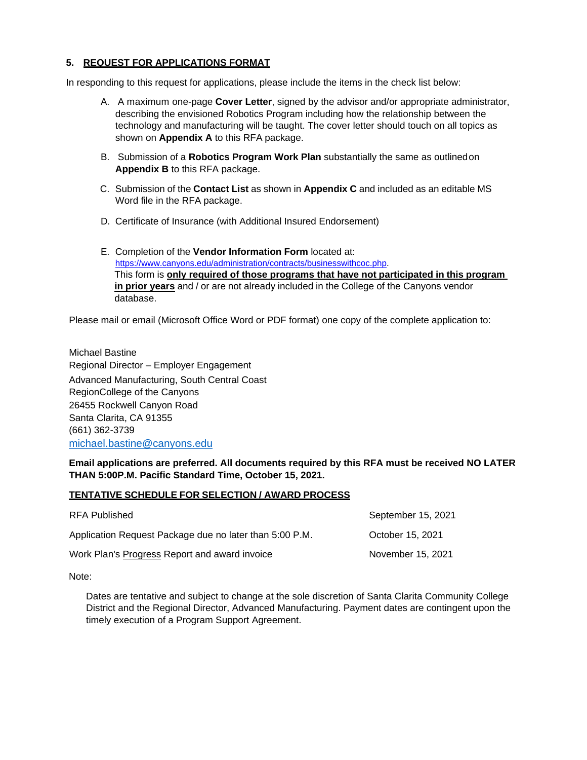## 5. REQUEST FOR APPLICATIONS FORMAT

In responding to this request for applications, please include the items in the check list below:

A. A maximum one-page **Cover Letter**, signed by the advisor and/or appropriate administrator, describing the envisioned Robotics Program including how the relationship between the technology and manufacturing will be taught. The cover letter should touch on all topics as shown on **Appendix A** to this RFA package.

B. Submission of a **Robotics Program Work Plan** substantially the same as outlined on **Appendix B** to this RFA package.

C. Submission of the **Contact List** as shown in **Appendix C** and included as an editable MS Word file in the RFA package.

D. Certificate of Insurance (with Additional Insured Endorsement)

E. Completion of the **Vendor Information Form** located at: https://www.canyons.edu/administration/contracts/businesswithcoc.php. This form is **only required of those programs that have not participated in this program in prior years** and / or are not already included in the College of the Canyons vendor database.

Please mail or email (Microsoft Office Word or PDF format) one copy of the complete application to:

Michael Bastine
Regional Director – Employer Engagement
Advanced Manufacturing, South Central Coast
RegionCollege of the Canyons
26455 Rockwell Canyon Road
Santa Clarita, CA 91355
(661) 362-3739
michael.bastine@canyons.edu

**Email applications are preferred. All documents required by this RFA must be received NO LATER THAN 5:00P.M. Pacific Standard Time, October 15, 2021.**

**TENTATIVE SCHEDULE FOR SELECTION / AWARD PROCESS**

| | |
|---|---|
| RFA Published | September 15, 2021 |
| Application Request Package due no later than 5:00 P.M. | October 15, 2021 |
| Work Plan's Progress Report and award invoice | November 15, 2021 |

Note:

Dates are tentative and subject to change at the sole discretion of Santa Clarita Community College District and the Regional Director, Advanced Manufacturing. Payment dates are contingent upon the timely execution of a Program Support Agreement.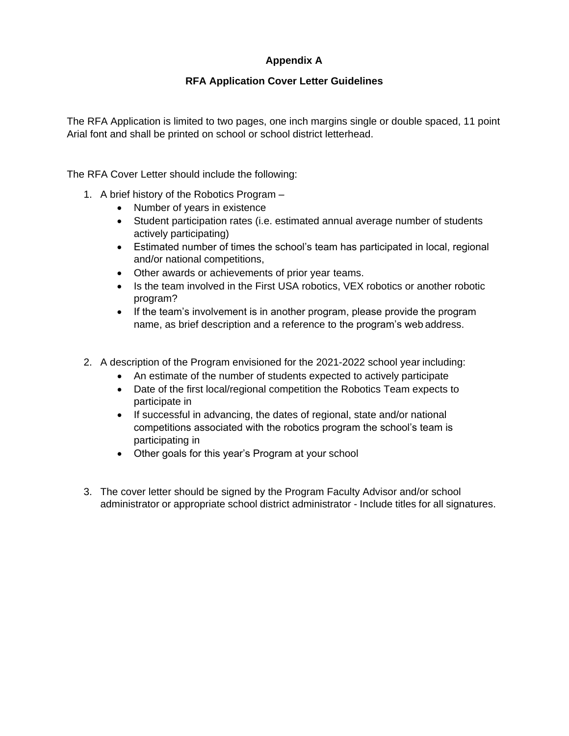**Appendix A**

**RFA Application Cover Letter Guidelines**

The RFA Application is limited to two pages, one inch margins single or double spaced, 11 point Arial font and shall be printed on school or school district letterhead.

The RFA Cover Letter should include the following:

1. A brief history of the Robotics Program –
   - Number of years in existence
   - Student participation rates (i.e. estimated annual average number of students actively participating)
   - Estimated number of times the school's team has participated in local, regional and/or national competitions,
   - Other awards or achievements of prior year teams.
   - Is the team involved in the First USA robotics, VEX robotics or another robotic program?
   - If the team's involvement is in another program, please provide the program name, as brief description and a reference to the program's web address.

2. A description of the Program envisioned for the 2021-2022 school year including:
   - An estimate of the number of students expected to actively participate
   - Date of the first local/regional competition the Robotics Team expects to participate in
   - If successful in advancing, the dates of regional, state and/or national competitions associated with the robotics program the school's team is participating in
   - Other goals for this year's Program at your school

3. The cover letter should be signed by the Program Faculty Advisor and/or school administrator or appropriate school district administrator - Include titles for all signatures.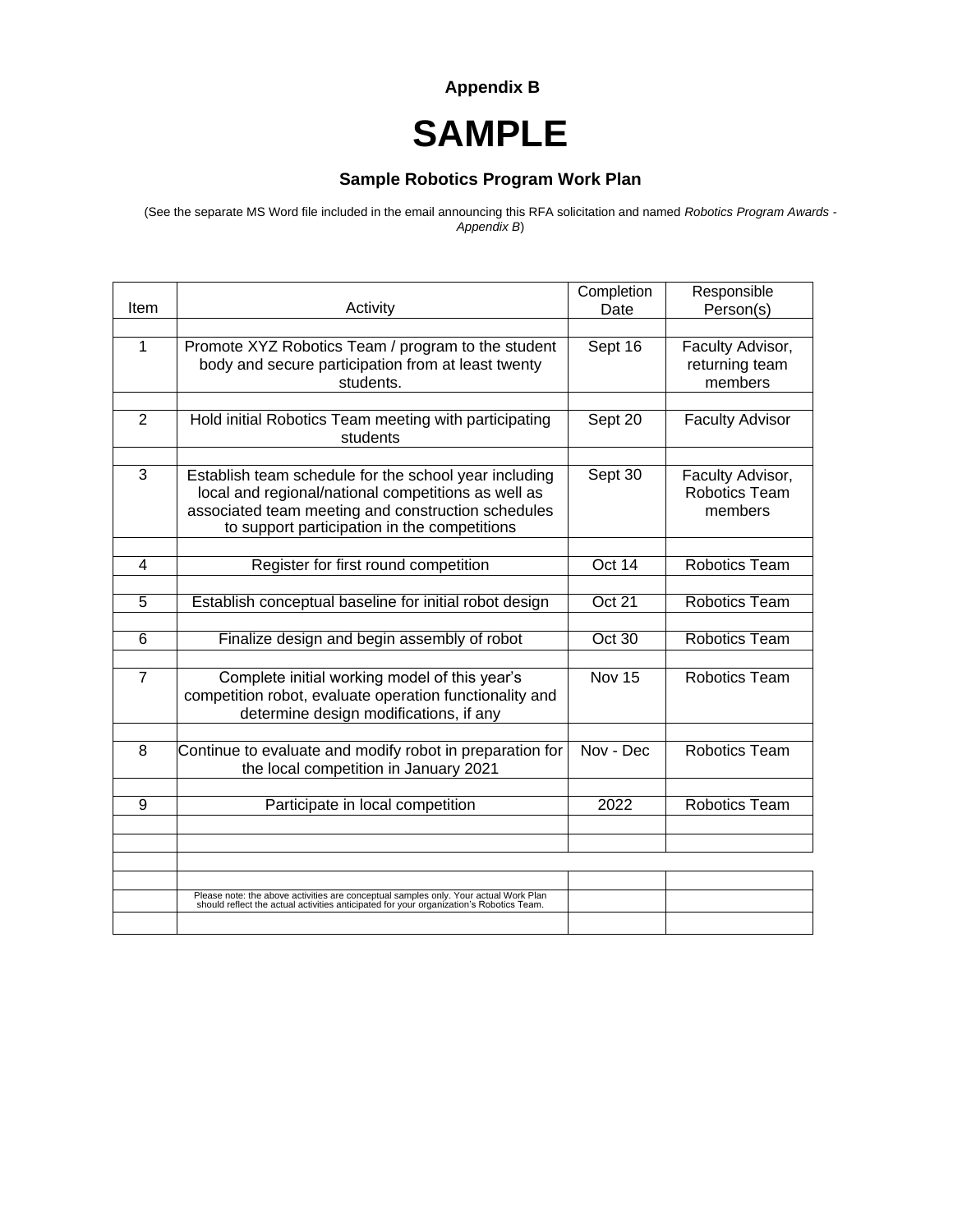**Appendix B**

# SAMPLE

### Sample Robotics Program Work Plan

(See the separate MS Word file included in the email announcing this RFA solicitation and named *Robotics Program Awards - Appendix B*)

| Item | Activity | Completion Date | Responsible Person(s) |
|---|---|---|---|
| 1 | Promote XYZ Robotics Team / program to the student body and secure participation from at least twenty students. | Sept 16 | Faculty Advisor, returning team members |
| 2 | Hold initial Robotics Team meeting with participating students | Sept 20 | Faculty Advisor |
| 3 | Establish team schedule for the school year including local and regional/national competitions as well as associated team meeting and construction schedules to support participation in the competitions | Sept 30 | Faculty Advisor, Robotics Team members |
| 4 | Register for first round competition | Oct 14 | Robotics Team |
| 5 | Establish conceptual baseline for initial robot design | Oct 21 | Robotics Team |
| 6 | Finalize design and begin assembly of robot | Oct 30 | Robotics Team |
| 7 | Complete initial working model of this year's competition robot, evaluate operation functionality and determine design modifications, if any | Nov 15 | Robotics Team |
| 8 | Continue to evaluate and modify robot in preparation for the local competition in January 2021 | Nov - Dec | Robotics Team |
| 9 | Participate in local competition | 2022 | Robotics Team |
| | Please note: the above activities are conceptual samples only. Your actual Work Plan should reflect the actual activities anticipated for your organization's Robotics Team. | | |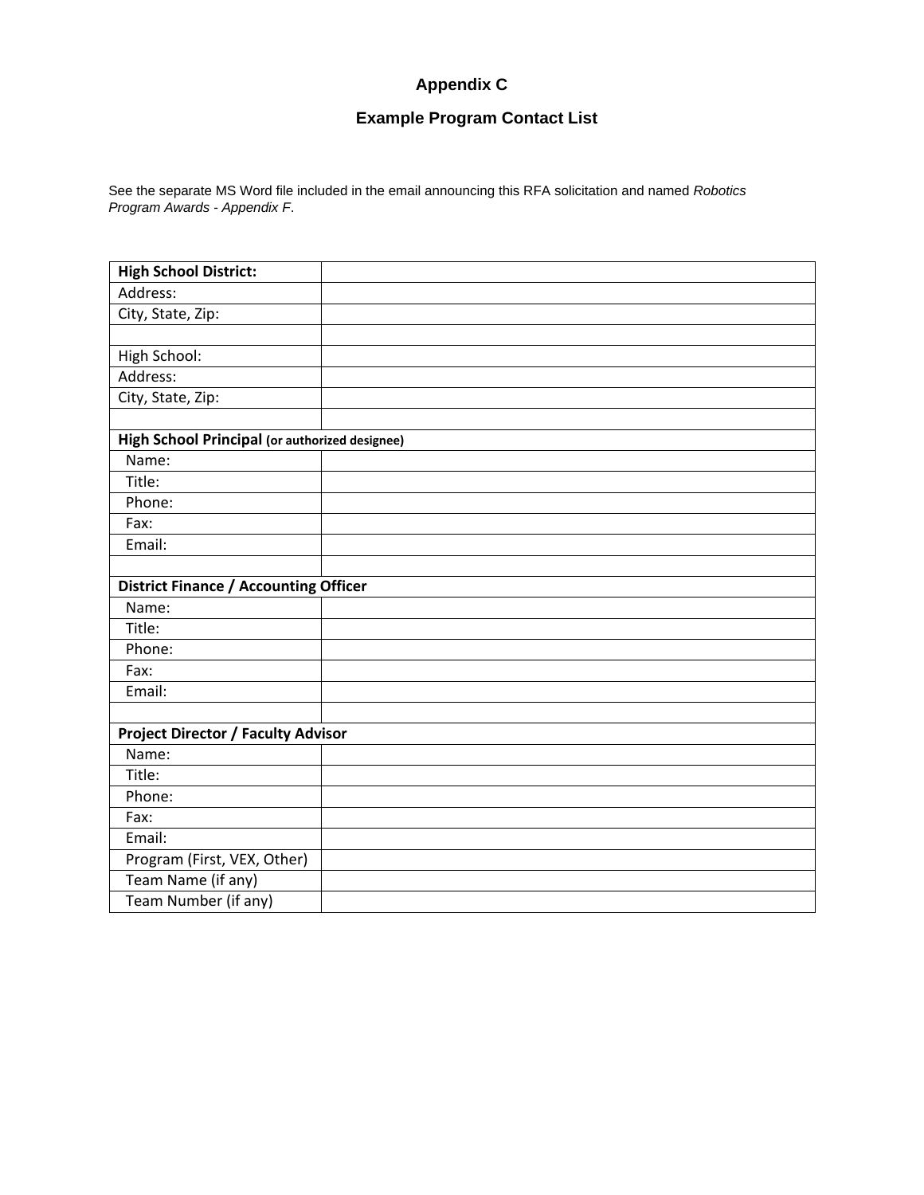## Appendix C

## Example Program Contact List

See the separate MS Word file included in the email announcing this RFA solicitation and named *Robotics Program Awards - Appendix F*.

| **High School District:** | |
|---|---|
| Address: | |
| City, State, Zip: | |
| | |
| High School: | |
| Address: | |
| City, State, Zip: | |
| | |
| **High School Principal (or authorized designee)** | |
| Name: | |
| Title: | |
| Phone: | |
| Fax: | |
| Email: | |
| | |
| **District Finance / Accounting Officer** | |
| Name: | |
| Title: | |
| Phone: | |
| Fax: | |
| Email: | |
| | |
| **Project Director / Faculty Advisor** | |
| Name: | |
| Title: | |
| Phone: | |
| Fax: | |
| Email: | |
| Program (First, VEX, Other) | |
| Team Name (if any) | |
| Team Number (if any) | |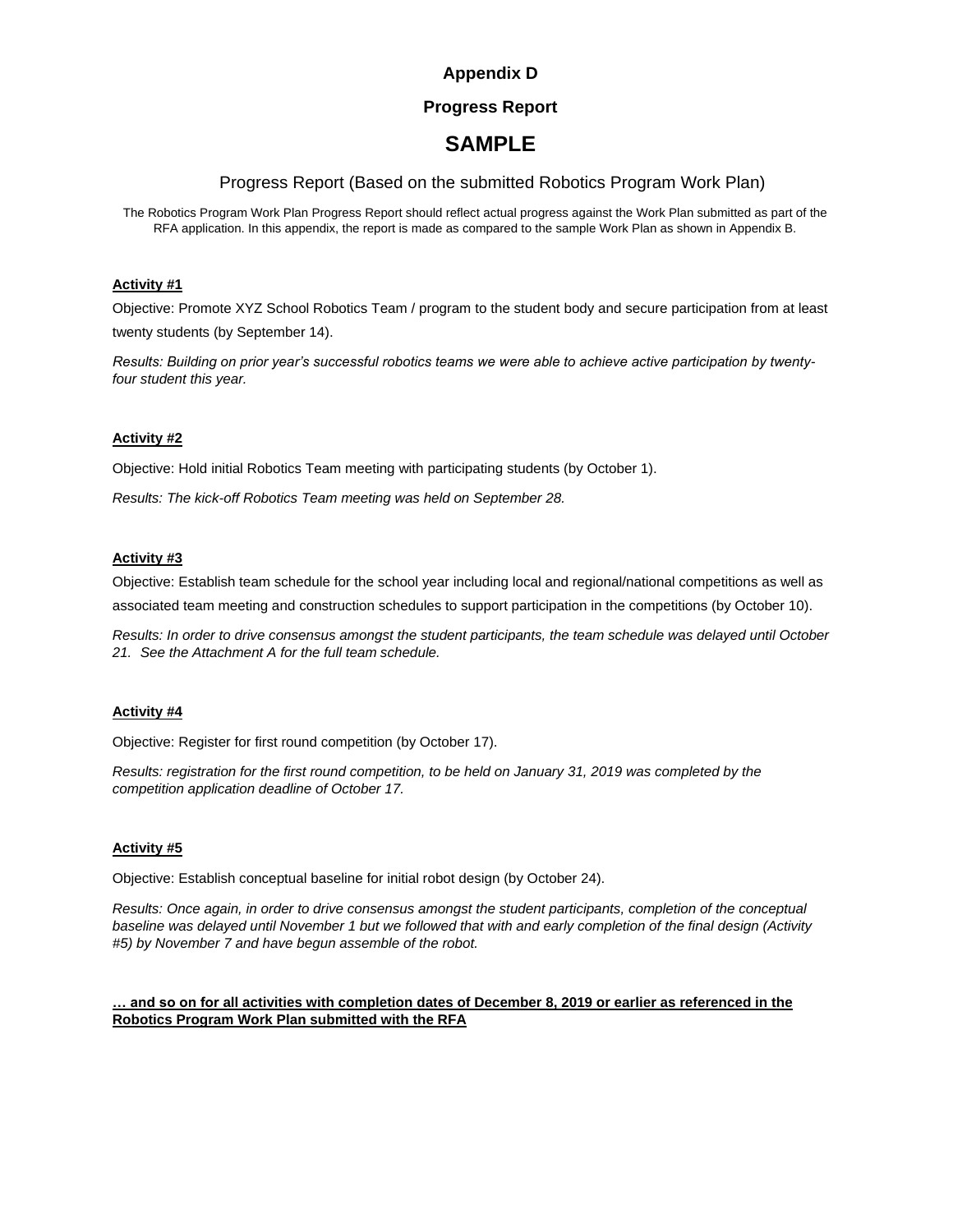# Appendix D

## Progress Report

## SAMPLE

### Progress Report (Based on the submitted Robotics Program Work Plan)

The Robotics Program Work Plan Progress Report should reflect actual progress against the Work Plan submitted as part of the RFA application. In this appendix, the report is made as compared to the sample Work Plan as shown in Appendix B.

**Activity #1**

Objective: Promote XYZ School Robotics Team / program to the student body and secure participation from at least twenty students (by September 14).

*Results: Building on prior year's successful robotics teams we were able to achieve active participation by twenty-four student this year.*

**Activity #2**

Objective: Hold initial Robotics Team meeting with participating students (by October 1).

*Results: The kick-off Robotics Team meeting was held on September 28.*

**Activity #3**

Objective: Establish team schedule for the school year including local and regional/national competitions as well as associated team meeting and construction schedules to support participation in the competitions (by October 10).

*Results: In order to drive consensus amongst the student participants, the team schedule was delayed until October 21. See the Attachment A for the full team schedule.*

**Activity #4**

Objective: Register for first round competition (by October 17).

*Results: registration for the first round competition, to be held on January 31, 2019 was completed by the competition application deadline of October 17.*

**Activity #5**

Objective: Establish conceptual baseline for initial robot design (by October 24).

*Results: Once again, in order to drive consensus amongst the student participants, completion of the conceptual baseline was delayed until November 1 but we followed that with and early completion of the final design (Activity #5) by November 7 and have begun assemble of the robot.*

**… and so on for all activities with completion dates of December 8, 2019 or earlier as referenced in the Robotics Program Work Plan submitted with the RFA**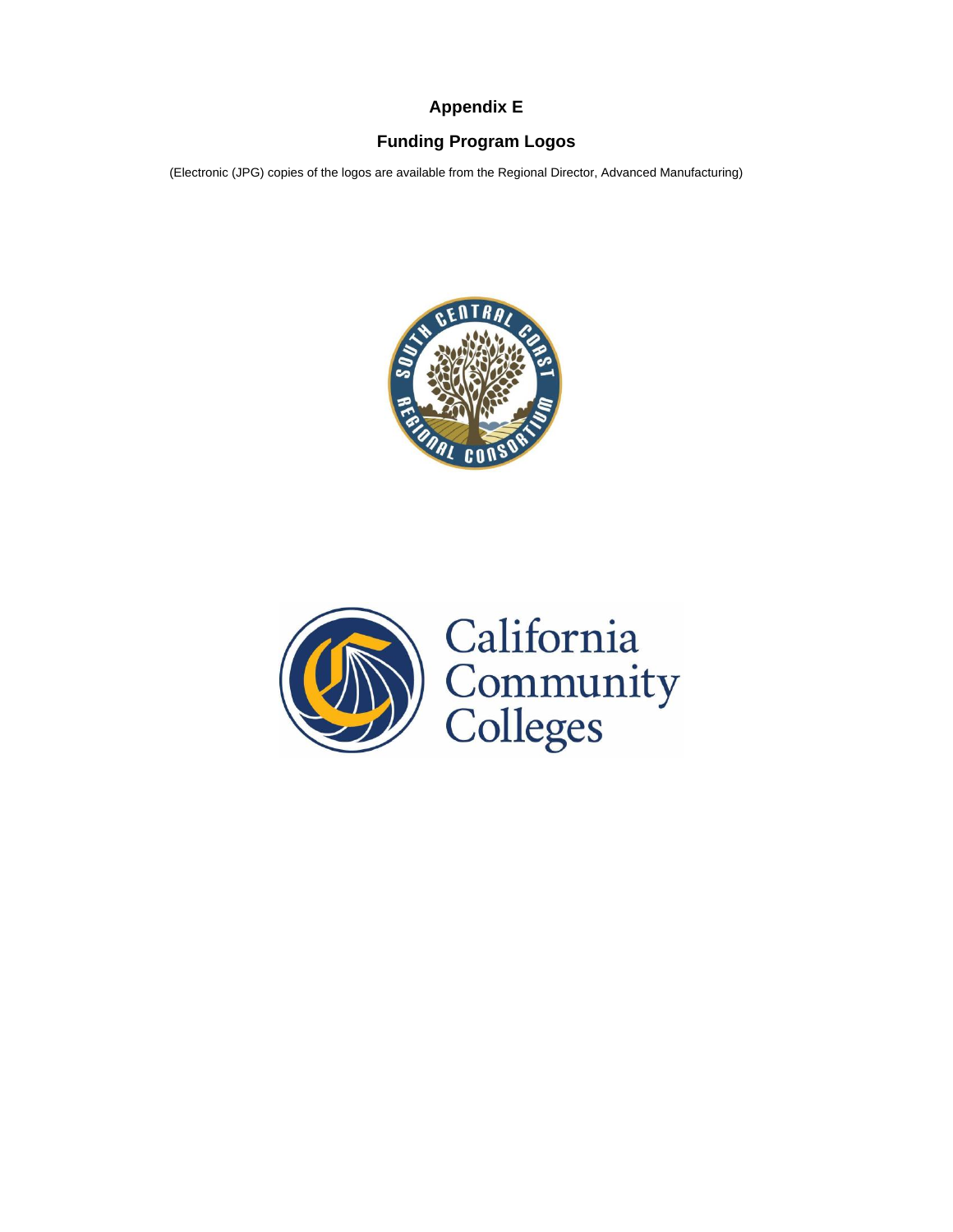# Appendix E

## Funding Program Logos

(Electronic (JPG) copies of the logos are available from the Regional Director, Advanced Manufacturing)